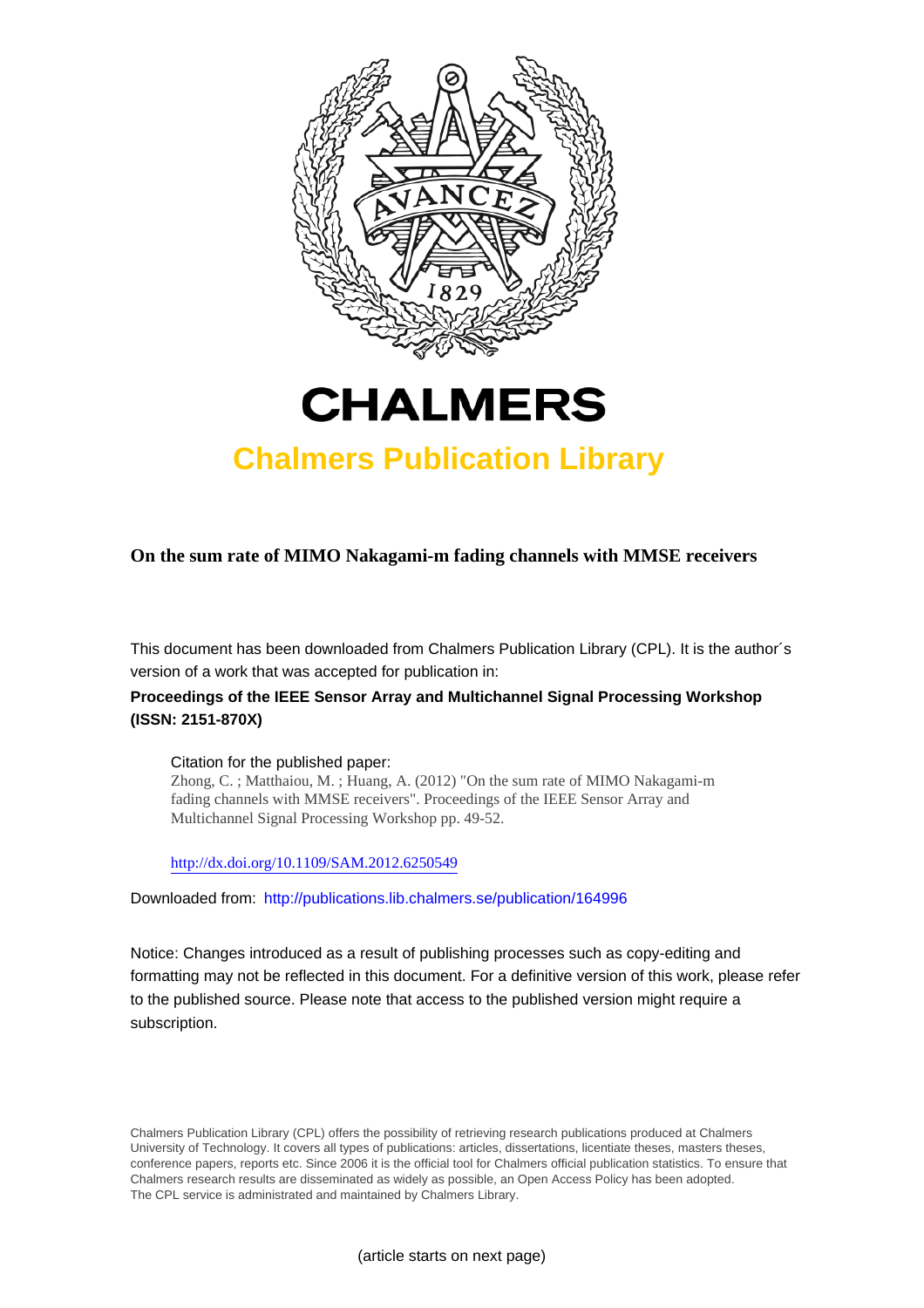# CHALMERS

## Chalmers Publication Library

**On the sum rate of MIMO Nakagami-m fading channels with MMSE receivers**

This document has been downloaded from Chalmers Publication Library (CPL). It is the author´s version of a work that was accepted for publication in:

**Proceedings of the IEEE Sensor Array and Multichannel Signal Processing Workshop (ISSN: 2151-870X)**

Citation for the published paper:
Zhong, C. ; Matthaiou, M. ; Huang, A. (2012) "On the sum rate of MIMO Nakagami-m fading channels with MMSE receivers". Proceedings of the IEEE Sensor Array and Multichannel Signal Processing Workshop pp. 49-52.

http://dx.doi.org/10.1109/SAM.2012.6250549

Downloaded from: http://publications.lib.chalmers.se/publication/164996

Notice: Changes introduced as a result of publishing processes such as copy-editing and formatting may not be reflected in this document. For a definitive version of this work, please refer to the published source. Please note that access to the published version might require a subscription.

Chalmers Publication Library (CPL) offers the possibility of retrieving research publications produced at Chalmers University of Technology. It covers all types of publications: articles, dissertations, licentiate theses, masters theses, conference papers, reports etc. Since 2006 it is the official tool for Chalmers official publication statistics. To ensure that Chalmers research results are disseminated as widely as possible, an Open Access Policy has been adopted. The CPL service is administrated and maintained by Chalmers Library.

(article starts on next page)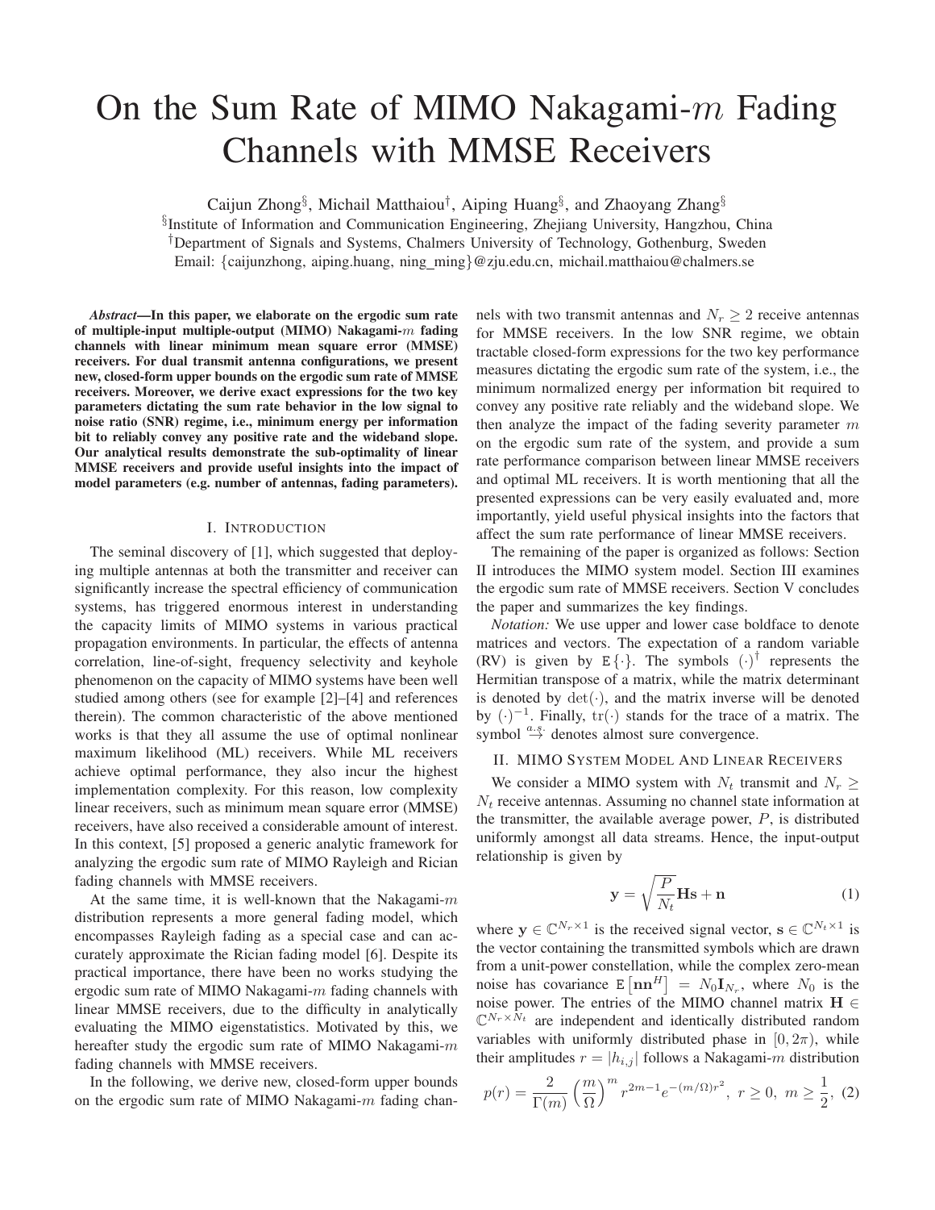# On the Sum Rate of MIMO Nakagami-$m$ Fading Channels with MMSE Receivers

Caijun Zhong[§], Michail Matthaiou[†], Aiping Huang[§], and Zhaoyang Zhang[§]

[§]Institute of Information and Communication Engineering, Zhejiang University, Hangzhou, China

[†]Department of Signals and Systems, Chalmers University of Technology, Gothenburg, Sweden

Email: {caijunzhong, aiping.huang, ning_ming}@zju.edu.cn, michail.matthaiou@chalmers.se

***Abstract*—In this paper, we elaborate on the ergodic sum rate of multiple-input multiple-output (MIMO) Nakagami-$m$ fading channels with linear minimum mean square error (MMSE) receivers. For dual transmit antenna configurations, we present new, closed-form upper bounds on the ergodic sum rate of MMSE receivers. Moreover, we derive exact expressions for the two key parameters dictating the sum rate behavior in the low signal to noise ratio (SNR) regime, i.e., minimum energy per information bit to reliably convey any positive rate and the wideband slope. Our analytical results demonstrate the sub-optimality of linear MMSE receivers and provide useful insights into the impact of model parameters (e.g. number of antennas, fading parameters).**

## I. Introduction

The seminal discovery of [1], which suggested that deploying multiple antennas at both the transmitter and receiver can significantly increase the spectral efficiency of communication systems, has triggered enormous interest in understanding the capacity limits of MIMO systems in various practical propagation environments. In particular, the effects of antenna correlation, line-of-sight, frequency selectivity and keyhole phenomenon on the capacity of MIMO systems have been well studied among others (see for example [2]–[4] and references therein). The common characteristic of the above mentioned works is that they all assume the use of optimal nonlinear maximum likelihood (ML) receivers. While ML receivers achieve optimal performance, they also incur the highest implementation complexity. For this reason, low complexity linear receivers, such as minimum mean square error (MMSE) receivers, have also received a considerable amount of interest. In this context, [5] proposed a generic analytic framework for analyzing the ergodic sum rate of MIMO Rayleigh and Rician fading channels with MMSE receivers.

At the same time, it is well-known that the Nakagami-$m$ distribution represents a more general fading model, which encompasses Rayleigh fading as a special case and can accurately approximate the Rician fading model [6]. Despite its practical importance, there have been no works studying the ergodic sum rate of MIMO Nakagami-$m$ fading channels with linear MMSE receivers, due to the difficulty in analytically evaluating the MIMO eigenstatistics. Motivated by this, we hereafter study the ergodic sum rate of MIMO Nakagami-$m$ fading channels with MMSE receivers.

In the following, we derive new, closed-form upper bounds on the ergodic sum rate of MIMO Nakagami-$m$ fading channels with two transmit antennas and $N_r \geq 2$ receive antennas for MMSE receivers. In the low SNR regime, we obtain tractable closed-form expressions for the two key performance measures dictating the ergodic sum rate of the system, i.e., the minimum normalized energy per information bit required to convey any positive rate reliably and the wideband slope. We then analyze the impact of the fading severity parameter $m$ on the ergodic sum rate of the system, and provide a sum rate performance comparison between linear MMSE receivers and optimal ML receivers. It is worth mentioning that all the presented expressions can be very easily evaluated and, more importantly, yield useful physical insights into the factors that affect the sum rate performance of linear MMSE receivers.

The remaining of the paper is organized as follows: Section II introduces the MIMO system model. Section III examines the ergodic sum rate of MMSE receivers. Section V concludes the paper and summarizes the key findings.

*Notation:* We use upper and lower case boldface to denote matrices and vectors. The expectation of a random variable (RV) is given by $\mathrm{E}\{\cdot\}$. The symbols $(\cdot)^{\dagger}$ represents the Hermitian transpose of a matrix, while the matrix determinant is denoted by $\det(\cdot)$, and the matrix inverse will be denoted by $(\cdot)^{-1}$. Finally, $\mathrm{tr}(\cdot)$ stands for the trace of a matrix. The symbol $\stackrel{a.s.}{\to}$ denotes almost sure convergence.

## II. MIMO System Model And Linear Receivers

We consider a MIMO system with $N_t$ transmit and $N_r \geq N_t$ receive antennas. Assuming no channel state information at the transmitter, the available average power, $P$, is distributed uniformly amongst all data streams. Hence, the input-output relationship is given by

$$\mathbf{y} = \sqrt{\frac{P}{N_t}}\mathbf{H}\mathbf{s} + \mathbf{n} \tag{1}$$

where $\mathbf{y} \in \mathbb{C}^{N_r \times 1}$ is the received signal vector, $\mathbf{s} \in \mathbb{C}^{N_t \times 1}$ is the vector containing the transmitted symbols which are drawn from a unit-power constellation, while the complex zero-mean noise has covariance $\mathrm{E}\left[\mathbf{n}\mathbf{n}^H\right] = N_0\mathbf{I}_{N_r}$, where $N_0$ is the noise power. The entries of the MIMO channel matrix $\mathbf{H} \in \mathbb{C}^{N_r \times N_t}$ are independent and identically distributed random variables with uniformly distributed phase in $[0, 2\pi)$, while their amplitudes $r = |h_{i,j}|$ follows a Nakagami-$m$ distribution

$$p(r) = \frac{2}{\Gamma(m)}\left(\frac{m}{\Omega}\right)^m r^{2m-1}e^{-(m/\Omega)r^2},\ r \geq 0,\ m \geq \frac{1}{2}, \tag{2}$$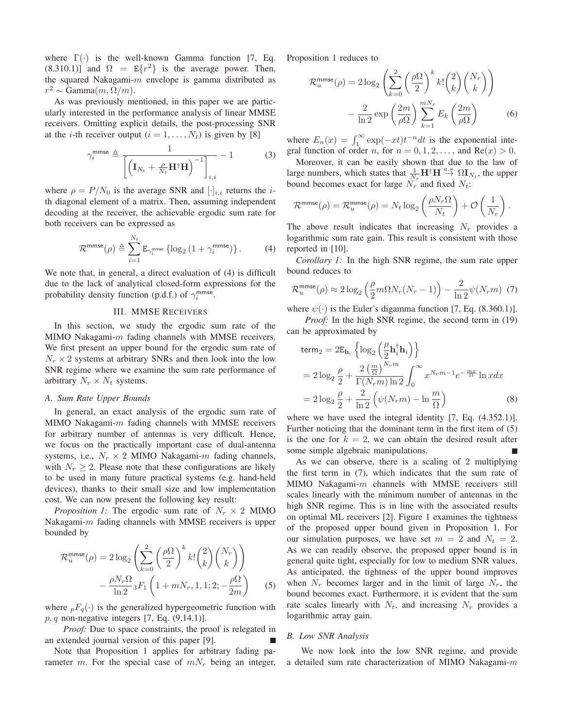where $\Gamma(\cdot)$ is the well-known Gamma function [7, Eq. (8.310.1)] and $\Omega = \mathrm{E}\{r^2\}$ is the average power. Then, the squared Nakagami-$m$ envelope is gamma distributed as $r^2 \sim \text{Gamma}(m, \Omega/m)$.

As was previously mentioned, in this paper we are particularly interested in the performance analysis of linear MMSE receivers. Omitting explicit details, the post-processing SNR at the $i$-th receiver output ($i = 1, \ldots, N_t$) is given by [8]

$$\gamma_i^{\mathsf{mmse}} \triangleq \frac{1}{\left[\left(\mathbf{I}_{N_t} + \frac{\rho}{N_t}\mathbf{H}^\dagger \mathbf{H}\right)^{-1}\right]_{i,i}} - 1 \tag{3}$$

where $\rho = P/N_0$ is the average SNR and $[\cdot]_{i,i}$ returns the $i$-th diagonal element of a matrix. Then, assuming independent decoding at the receiver, the achievable ergodic sum rate for both receivers can be expressed as

$$\mathcal{R}^{\mathsf{mmse}}(\rho) \triangleq \sum_{i=1}^{N_t} \mathrm{E}_{\gamma_i^{\mathsf{mmse}}}\left\{\log_2\left(1 + \gamma_i^{\mathsf{mmse}}\right)\right\}. \tag{4}$$

We note that, in general, a direct evaluation of (4) is difficult due to the lack of analytical closed-form expressions for the probability density function (p.d.f.) of $\gamma_i^{\mathsf{mmse}}$.

## III. MMSE Receivers

In this section, we study the ergodic sum rate of the MIMO Nakagami-$m$ fading channels with MMSE receivers. We first present an upper bound for the ergodic sum rate of $N_r \times 2$ systems at arbitrary SNRs and then look into the low SNR regime where we examine the sum rate performance of arbitrary $N_r \times N_t$ systems.

### A. Sum Rate Upper Bounds

In general, an exact analysis of the ergodic sum rate of MIMO Nakagami-$m$ fading channels with MMSE receivers for arbitrary number of antennas is very difficult. Hence, we focus on the practically important case of dual-antenna systems, i.e., $N_r \times 2$ MIMO Nakagami-$m$ fading channels, with $N_r \geq 2$. Please note that these configurations are likely to be used in many future practical systems (e.g. hand-held devices), thanks to their small size and low implementation cost. We can now present the following key result:

*Proposition 1:* The ergodic sum rate of $N_r \times 2$ MIMO Nakagami-$m$ fading channels with MMSE receivers is upper bounded by

$$\mathcal{R}_u^{\mathsf{mmse}}(\rho) = 2\log_2\left(\sum_{k=0}^{2}\left(\frac{\rho\Omega}{2}\right)^k k!\binom{2}{k}\binom{N_r}{k}\right) - \frac{\rho N_r \Omega}{\ln 2}\,{}_3F_1\left(1 + mN_r, 1, 1; 2; -\frac{\rho\Omega}{2m}\right) \tag{5}$$

where ${}_pF_q(\cdot)$ is the generalized hypergeometric function with $p, q$ non-negative integers [7, Eq. (9.14.1)].

*Proof:* Due to space constraints, the proof is relegated in an extended journal version of this paper [9]. ∎

Note that Proposition 1 applies for arbitrary fading parameter $m$. For the special case of $mN_r$ being an integer, Proposition 1 reduces to

$$\mathcal{R}_u^{\mathsf{mmse}}(\rho) = 2\log_2\left(\sum_{k=0}^{2}\left(\frac{\rho\Omega}{2}\right)^k k!\binom{2}{k}\binom{N_r}{k}\right) - \frac{2}{\ln 2}\exp\left(\frac{2m}{\rho\Omega}\right)\sum_{k=1}^{mN_r} E_k\left(\frac{2m}{\rho\Omega}\right) \tag{6}$$

where $E_n(x) = \int_1^\infty \exp(-xt)t^{-n}dt$ is the exponential integral function of order $n$, for $n = 0, 1, 2, \ldots$, and $\mathrm{Re}(x) > 0$.

Moreover, it can be easily shown that due to the law of large numbers, which states that $\frac{1}{N_r}\mathbf{H}^\dagger\mathbf{H} \overset{a.s.}{\to} \Omega\mathbf{I}_{N_t}$, the upper bound becomes exact for large $N_r$ and fixed $N_t$:

$$\mathcal{R}^{\mathsf{mmse}}(\rho) = \mathcal{R}_u^{\mathsf{mmse}}(\rho) = N_t \log_2\left(\frac{\rho N_r \Omega}{N_t}\right) + \mathcal{O}\left(\frac{1}{N_r}\right).$$

The above result indicates that increasing $N_r$ provides a logarithmic sum rate gain. This result is consistent with those reported in [10].

*Corollary 1:* In the high SNR regime, the sum rate upper bound reduces to

$$\mathcal{R}_u^{\mathsf{mmse}}(\rho) \approx 2\log_2\left(\frac{\rho}{2}m\Omega N_r(N_r - 1)\right) - \frac{2}{\ln 2}\psi(N_r m) \tag{7}$$

where $\psi(\cdot)$ is the Euler's digamma function [7, Eq. (8.360.1)].

*Proof:* In the high SNR regime, the second term in (19) can be approximated by

$$\begin{aligned}
\mathsf{term}_2 &= 2\mathrm{E}_{\mathbf{h}_i}\left\{\log_2\left(\frac{\rho}{2}\mathbf{h}_i^\dagger \mathbf{h}_i\right)\right\} \\
&= 2\log_2\frac{\rho}{2} + \frac{2\left(\frac{m}{\Omega}\right)^{N_r m}}{\Gamma(N_r m)\ln 2}\int_0^\infty x^{N_r m - 1}e^{-\frac{mx}{\Omega}}\ln x dx \\
&= 2\log_2\frac{\rho}{2} + \frac{2}{\ln 2}\left(\psi(N_r m) - \ln\frac{m}{\Omega}\right)
\end{aligned} \tag{8}$$

where we have used the integral identity [7, Eq. (4.352.1)]. Further noticing that the dominant term in the first item of (5) is the one for $k = 2$, we can obtain the desired result after some simple algebraic manipulations. ∎

As we can observe, there is a scaling of 2 multiplying the first term in (7), which indicates that the sum rate of MIMO Nakagami-$m$ channels with MMSE receivers still scales linearly with the minimum number of antennas in the high SNR regime. This is in line with the associated results on optimal ML receivers [2]. Figure 1 examines the tightness of the proposed upper bound given in Proposition 1. For our simulation purposes, we have set $m = 2$ and $N_t = 2$. As we can readily observe, the proposed upper bound is in general quite tight, especially for low to medium SNR values. As anticipated, the tightness of the upper bound improves when $N_r$ becomes larger and in the limit of large $N_r$, the bound becomes exact. Furthermore, it is evident that the sum rate scales linearly with $N_t$, and increasing $N_r$ provides a logarithmic array gain.

### B. Low SNR Analysis

We now look into the low SNR regime, and provide a detailed sum rate characterization of MIMO Nakagami-$m$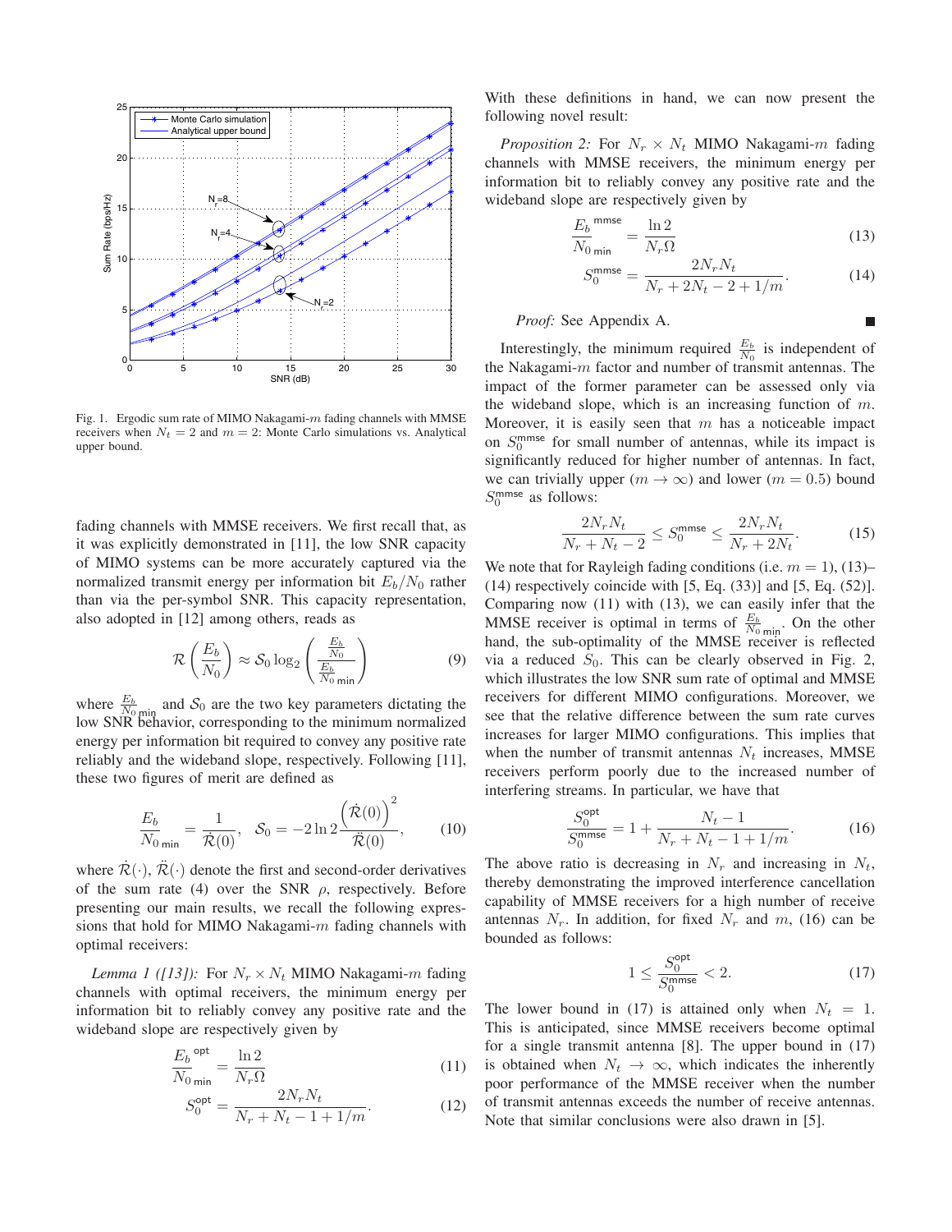Fig. 1. Ergodic sum rate of MIMO Nakagami-$m$ fading channels with MMSE receivers when $N_t = 2$ and $m = 2$: Monte Carlo simulations vs. Analytical upper bound.

fading channels with MMSE receivers. We first recall that, as it was explicitly demonstrated in [11], the low SNR capacity of MIMO systems can be more accurately captured via the normalized transmit energy per information bit $E_b/N_0$ rather than via the per-symbol SNR. This capacity representation, also adopted in [12] among others, reads as

$$\mathcal{R}\left(\frac{E_b}{N_0}\right) \approx \mathcal{S}_0 \log_2\left(\frac{\frac{E_b}{N_0}}{\frac{E_b}{N_0}_{\min}}\right) \tag{9}$$

where $\frac{E_b}{N_0}_{\min}$ and $\mathcal{S}_0$ are the two key parameters dictating the low SNR behavior, corresponding to the minimum normalized energy per information bit required to convey any positive rate reliably and the wideband slope, respectively. Following [11], these two figures of merit are defined as

$$\frac{E_b}{N_0}_{\min} = \frac{1}{\dot{\mathcal{R}}(0)}, \quad \mathcal{S}_0 = -2\ln 2 \frac{\left(\dot{\mathcal{R}}(0)\right)^2}{\ddot{\mathcal{R}}(0)}, \tag{10}$$

where $\dot{\mathcal{R}}(\cdot)$, $\ddot{\mathcal{R}}(\cdot)$ denote the first and second-order derivatives of the sum rate (4) over the SNR $\rho$, respectively. Before presenting our main results, we recall the following expressions that hold for MIMO Nakagami-$m$ fading channels with optimal receivers:

*Lemma 1 ([13]):* For $N_r \times N_t$ MIMO Nakagami-$m$ fading channels with optimal receivers, the minimum energy per information bit to reliably convey any positive rate and the wideband slope are respectively given by

$$\frac{E_b}{N_0}^{\text{opt}}_{\min} = \frac{\ln 2}{N_r \Omega} \tag{11}$$

$$S_0^{\text{opt}} = \frac{2N_r N_t}{N_r + N_t - 1 + 1/m}. \tag{12}$$

With these definitions in hand, we can now present the following novel result:

*Proposition 2:* For $N_r \times N_t$ MIMO Nakagami-$m$ fading channels with MMSE receivers, the minimum energy per information bit to reliably convey any positive rate and the wideband slope are respectively given by

$$\frac{E_b}{N_0}^{\text{mmse}}_{\min} = \frac{\ln 2}{N_r \Omega} \tag{13}$$

$$S_0^{\text{mmse}} = \frac{2N_r N_t}{N_r + 2N_t - 2 + 1/m}. \tag{14}$$

*Proof:* See Appendix A. ■

Interestingly, the minimum required $\frac{E_b}{N_0}$ is independent of the Nakagami-$m$ factor and number of transmit antennas. The impact of the former parameter can be assessed only via the wideband slope, which is an increasing function of $m$. Moreover, it is easily seen that $m$ has a noticeable impact on $S_0^{\text{mmse}}$ for small number of antennas, while its impact is significantly reduced for higher number of antennas. In fact, we can trivially upper ($m \to \infty$) and lower ($m = 0.5$) bound $S_0^{\text{mmse}}$ as follows:

$$\frac{2N_r N_t}{N_r + N_t - 2} \leq S_0^{\text{mmse}} \leq \frac{2N_r N_t}{N_r + 2N_t}. \tag{15}$$

We note that for Rayleigh fading conditions (i.e. $m = 1$), (13)–(14) respectively coincide with [5, Eq. (33)] and [5, Eq. (52)]. Comparing now (11) with (13), we can easily infer that the MMSE receiver is optimal in terms of $\frac{E_b}{N_0}_{\min}$. On the other hand, the sub-optimality of the MMSE receiver is reflected via a reduced $S_0$. This can be clearly observed in Fig. 2, which illustrates the low SNR sum rate of optimal and MMSE receivers for different MIMO configurations. Moreover, we see that the relative difference between the sum rate curves increases for larger MIMO configurations. This implies that when the number of transmit antennas $N_t$ increases, MMSE receivers perform poorly due to the increased number of interfering streams. In particular, we have that

$$\frac{S_0^{\text{opt}}}{S_0^{\text{mmse}}} = 1 + \frac{N_t - 1}{N_r + N_t - 1 + 1/m}. \tag{16}$$

The above ratio is decreasing in $N_r$ and increasing in $N_t$, thereby demonstrating the improved interference cancellation capability of MMSE receivers for a high number of receive antennas $N_r$. In addition, for fixed $N_r$ and $m$, (16) can be bounded as follows:

$$1 \leq \frac{S_0^{\text{opt}}}{S_0^{\text{mmse}}} < 2. \tag{17}$$

The lower bound in (17) is attained only when $N_t = 1$. This is anticipated, since MMSE receivers become optimal for a single transmit antenna [8]. The upper bound in (17) is obtained when $N_t \to \infty$, which indicates the inherently poor performance of the MMSE receiver when the number of transmit antennas exceeds the number of receive antennas. Note that similar conclusions were also drawn in [5].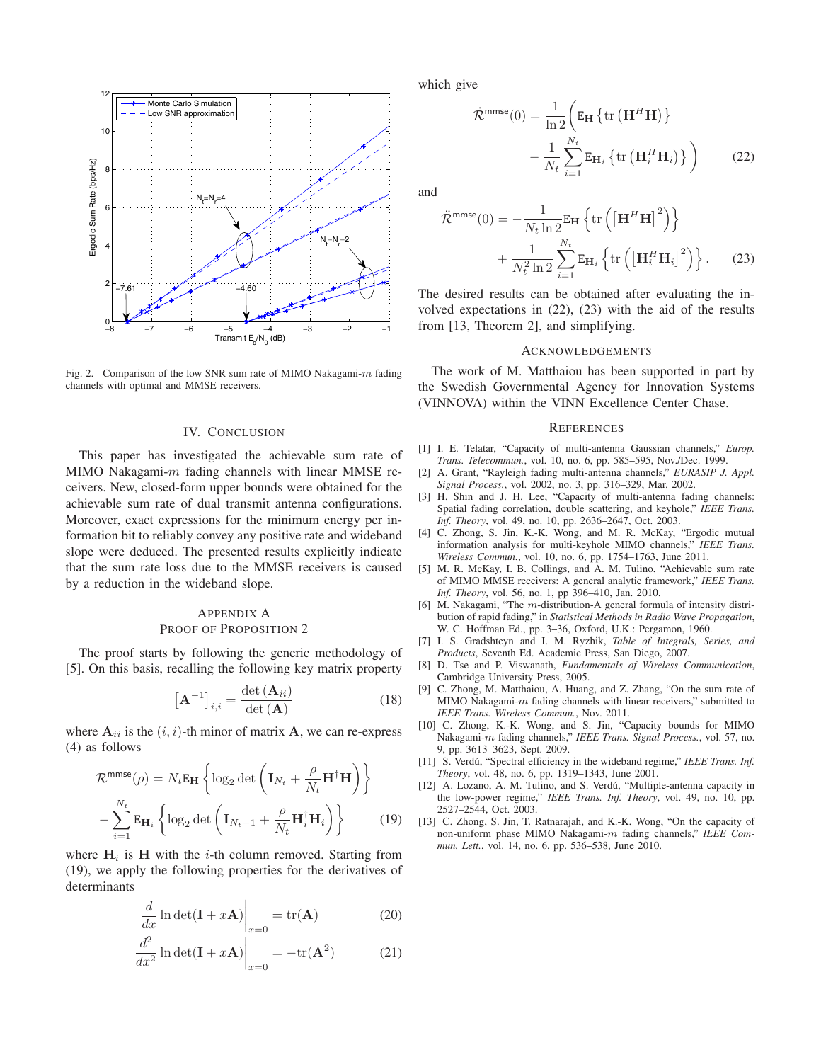Monte Carlo Simulation
Low SNR approximation
Ergodic Sum Rate (bps/Hz)
Transmit $E_b/N_0$ (dB)
$N_t$=$N_r$=4
$N_t$=$N_r$=2
−7.61
−4.60
12
10
8
6
4
2
0
−8
−7
−6
−5
−4
−3
−2
−1

Fig. 2. Comparison of the low SNR sum rate of MIMO Nakagami-$m$ fading channels with optimal and MMSE receivers.

## IV. Conclusion

This paper has investigated the achievable sum rate of MIMO Nakagami-$m$ fading channels with linear MMSE receivers. New, closed-form upper bounds were obtained for the achievable sum rate of dual transmit antenna configurations. Moreover, exact expressions for the minimum energy per information bit to reliably convey any positive rate and wideband slope were deduced. The presented results explicitly indicate that the sum rate loss due to the MMSE receivers is caused by a reduction in the wideband slope.

## Appendix A
## Proof of Proposition 2

The proof starts by following the generic methodology of [5]. On this basis, recalling the following key matrix property

$$\left[\mathbf{A}^{-1}\right]_{i,i} = \frac{\det\left(\mathbf{A}_{ii}\right)}{\det\left(\mathbf{A}\right)} \tag{18}$$

where $\mathbf{A}_{ii}$ is the $(i,i)$-th minor of matrix $\mathbf{A}$, we can re-express (4) as follows

$$\mathcal{R}^{\mathsf{mmse}}(\rho) = N_t \mathrm{E}_{\mathbf{H}}\left\{\log_2 \det\left(\mathbf{I}_{N_t} + \frac{\rho}{N_t}\mathbf{H}^{\dagger}\mathbf{H}\right)\right\}$$
$$-\sum_{i=1}^{N_t} \mathrm{E}_{\mathbf{H}_i}\left\{\log_2 \det\left(\mathbf{I}_{N_t-1} + \frac{\rho}{N_t}\mathbf{H}_i^{\dagger}\mathbf{H}_i\right)\right\} \tag{19}$$

where $\mathbf{H}_i$ is $\mathbf{H}$ with the $i$-th column removed. Starting from (19), we apply the following properties for the derivatives of determinants

$$\left.\frac{d}{dx}\ln\det(\mathbf{I}+x\mathbf{A})\right|_{x=0} = \mathrm{tr}(\mathbf{A}) \tag{20}$$

$$\left.\frac{d^2}{dx^2}\ln\det(\mathbf{I}+x\mathbf{A})\right|_{x=0} = -\mathrm{tr}(\mathbf{A}^2) \tag{21}$$

which give

$$\dot{\mathcal{R}}^{\mathsf{mmse}}(0) = \frac{1}{\ln 2}\Bigg(\mathrm{E}_{\mathbf{H}}\left\{\mathrm{tr}\left(\mathbf{H}^H\mathbf{H}\right)\right\}$$
$$-\frac{1}{N_t}\sum_{i=1}^{N_t}\mathrm{E}_{\mathbf{H}_i}\left\{\mathrm{tr}\left(\mathbf{H}_i^H\mathbf{H}_i\right)\right\}\Bigg) \tag{22}$$

and

$$\ddot{\mathcal{R}}^{\mathsf{mmse}}(0) = -\frac{1}{N_t \ln 2}\mathrm{E}_{\mathbf{H}}\left\{\mathrm{tr}\left(\left[\mathbf{H}^H\mathbf{H}\right]^2\right)\right\}$$
$$+\frac{1}{N_t^2 \ln 2}\sum_{i=1}^{N_t}\mathrm{E}_{\mathbf{H}_i}\left\{\mathrm{tr}\left(\left[\mathbf{H}_i^H\mathbf{H}_i\right]^2\right)\right\}. \tag{23}$$

The desired results can be obtained after evaluating the involved expectations in (22), (23) with the aid of the results from [13, Theorem 2], and simplifying.

## Acknowledgements

The work of M. Matthaiou has been supported in part by the Swedish Governmental Agency for Innovation Systems (VINNOVA) within the VINN Excellence Center Chase.

## References

[1] I. E. Telatar, "Capacity of multi-antenna Gaussian channels," *Europ. Trans. Telecommun.*, vol. 10, no. 6, pp. 585–595, Nov./Dec. 1999.

[2] A. Grant, "Rayleigh fading multi-antenna channels," *EURASIP J. Appl. Signal Process.*, vol. 2002, no. 3, pp. 316–329, Mar. 2002.

[3] H. Shin and J. H. Lee, "Capacity of multi-antenna fading channels: Spatial fading correlation, double scattering, and keyhole," *IEEE Trans. Inf. Theory*, vol. 49, no. 10, pp. 2636–2647, Oct. 2003.

[4] C. Zhong, S. Jin, K.-K. Wong, and M. R. McKay, "Ergodic mutual information analysis for multi-keyhole MIMO channels," *IEEE Trans. Wireless Commun.*, vol. 10, no. 6, pp. 1754–1763, June 2011.

[5] M. R. McKay, I. B. Collings, and A. M. Tulino, "Achievable sum rate of MIMO MMSE receivers: A general analytic framework," *IEEE Trans. Inf. Theory*, vol. 56, no. 1, pp 396–410, Jan. 2010.

[6] M. Nakagami, "The $m$-distribution-A general formula of intensity distribution of rapid fading," in *Statistical Methods in Radio Wave Propagation*, W. C. Hoffman Ed., pp. 3–36, Oxford, U.K.: Pergamon, 1960.

[7] I. S. Gradshteyn and I. M. Ryzhik, *Table of Integrals, Series, and Products*, Seventh Ed. Academic Press, San Diego, 2007.

[8] D. Tse and P. Viswanath, *Fundamentals of Wireless Communication*, Cambridge University Press, 2005.

[9] C. Zhong, M. Matthaiou, A. Huang, and Z. Zhang, "On the sum rate of MIMO Nakagami-$m$ fading channels with linear receivers," submitted to *IEEE Trans. Wireless Commun.*, Nov. 2011.

[10] C. Zhong, K.-K. Wong, and S. Jin, "Capacity bounds for MIMO Nakagami-$m$ fading channels," *IEEE Trans. Signal Process.*, vol. 57, no. 9, pp. 3613–3623, Sept. 2009.

[11] S. Verdú, "Spectral efficiency in the wideband regime," *IEEE Trans. Inf. Theory*, vol. 48, no. 6, pp. 1319–1343, June 2001.

[12] A. Lozano, A. M. Tulino, and S. Verdú, "Multiple-antenna capacity in the low-power regime," *IEEE Trans. Inf. Theory*, vol. 49, no. 10, pp. 2527–2544, Oct. 2003.

[13] C. Zhong, S. Jin, T. Ratnarajah, and K.-K. Wong, "On the capacity of non-uniform phase MIMO Nakagami-$m$ fading channels," *IEEE Commun. Lett.*, vol. 14, no. 6, pp. 536–538, June 2010.